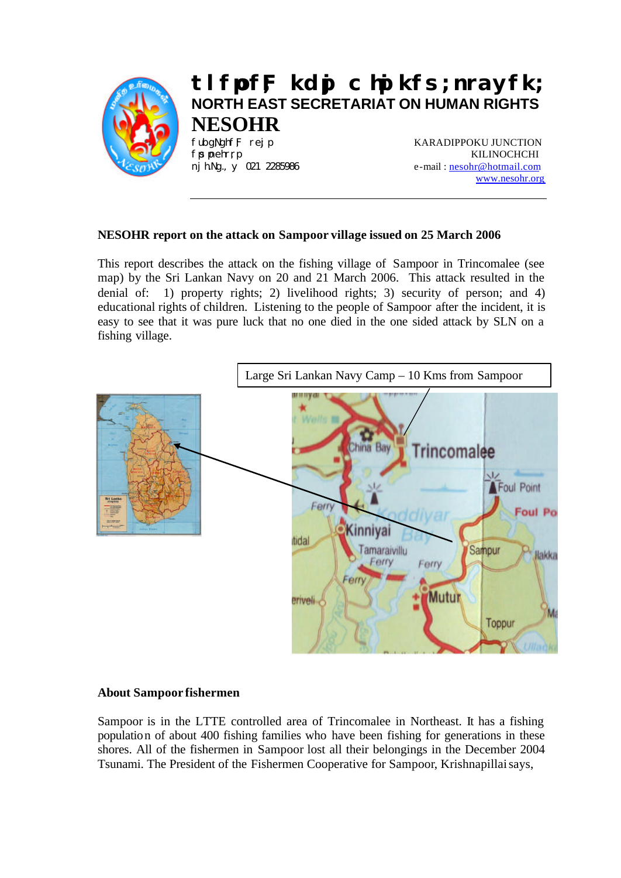# tlfpof;F kdpj chpikfs;nrayfk;

## NORTH EAST SECRETARIAT ON HUMAN RIGHTS

## NESOHR

fubg;Nghf;F re;jp
fpspnehr;rp
nj hNg., y 021 2285986

KARADIPPOKU JUNCTION
KILINOCHCHI
e-mail : nesohr@hotmail.com
www.nesohr.org

---

**NESOHR report on the attack on Sampoor village issued on 25 March 2006**

This report describes the attack on the fishing village of Sampoor in Trincomalee (see map) by the Sri Lankan Navy on 20 and 21 March 2006. This attack resulted in the denial of: 1) property rights; 2) livelihood rights; 3) security of person; and 4) educational rights of children. Listening to the people of Sampoor after the incident, it is easy to see that it was pure luck that no one died in the one sided attack by SLN on a fishing village.

Large Sri Lankan Navy Camp – 10 Kms from Sampoor

**About Sampoor fishermen**

Sampoor is in the LTTE controlled area of Trincomalee in Northeast. It has a fishing population of about 400 fishing families who have been fishing for generations in these shores. All of the fishermen in Sampoor lost all their belongings in the December 2004 Tsunami. The President of the Fishermen Cooperative for Sampoor, Krishnapillai says,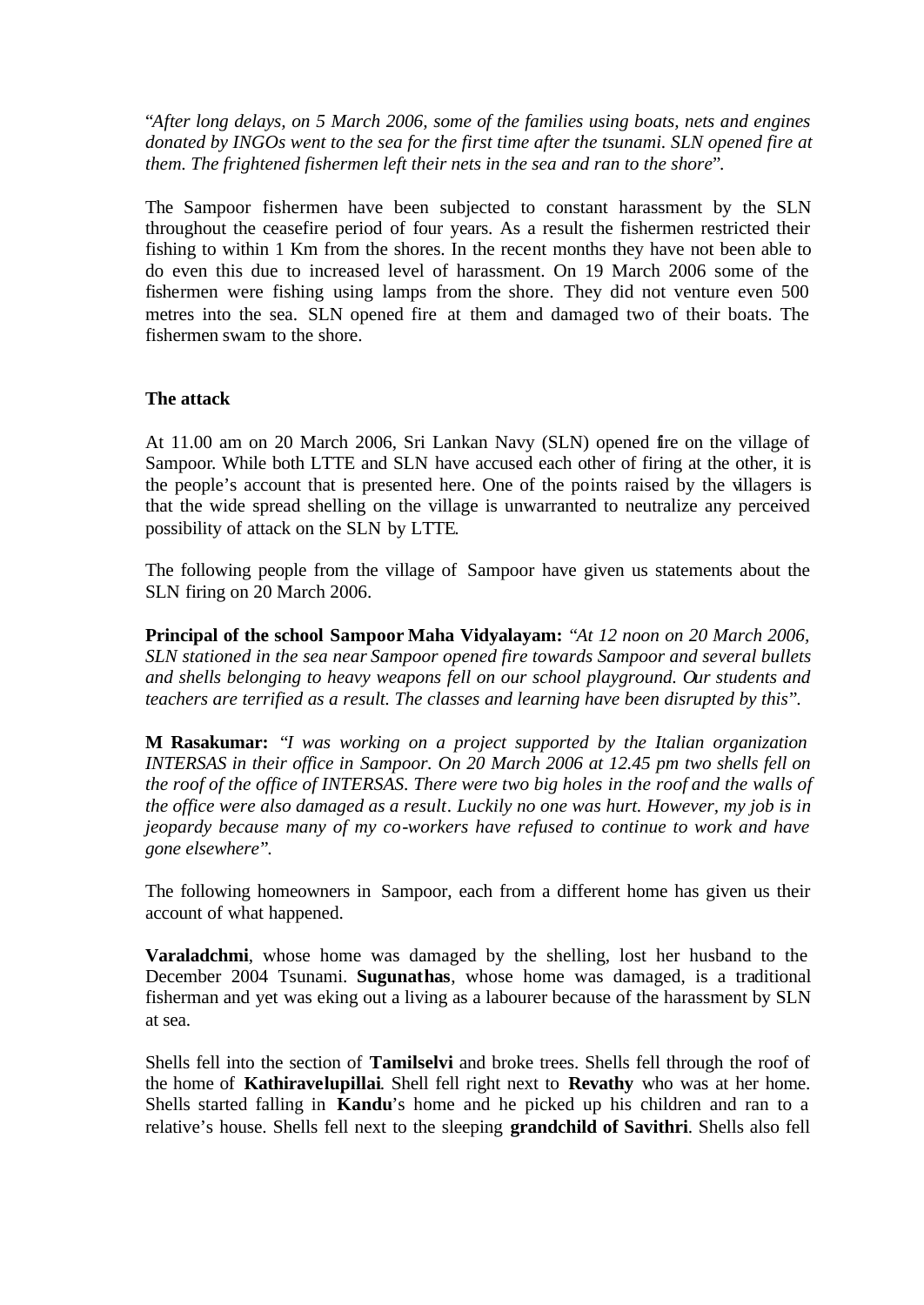"*After long delays, on 5 March 2006, some of the families using boats, nets and engines donated by INGOs went to the sea for the first time after the tsunami. SLN opened fire at them. The frightened fishermen left their nets in the sea and ran to the shore*".

The Sampoor fishermen have been subjected to constant harassment by the SLN throughout the ceasefire period of four years. As a result the fishermen restricted their fishing to within 1 Km from the shores. In the recent months they have not been able to do even this due to increased level of harassment. On 19 March 2006 some of the fishermen were fishing using lamps from the shore. They did not venture even 500 metres into the sea. SLN opened fire at them and damaged two of their boats. The fishermen swam to the shore.

**The attack**

At 11.00 am on 20 March 2006, Sri Lankan Navy (SLN) opened fire on the village of Sampoor. While both LTTE and SLN have accused each other of firing at the other, it is the people's account that is presented here. One of the points raised by the villagers is that the wide spread shelling on the village is unwarranted to neutralize any perceived possibility of attack on the SLN by LTTE.

The following people from the village of Sampoor have given us statements about the SLN firing on 20 March 2006.

**Principal of the school Sampoor Maha Vidyalayam:** *"At 12 noon on 20 March 2006, SLN stationed in the sea near Sampoor opened fire towards Sampoor and several bullets and shells belonging to heavy weapons fell on our school playground. Our students and teachers are terrified as a result. The classes and learning have been disrupted by this".*

**M Rasakumar:** *"I was working on a project supported by the Italian organization INTERSAS in their office in Sampoor. On 20 March 2006 at 12.45 pm two shells fell on the roof of the office of INTERSAS. There were two big holes in the roof and the walls of the office were also damaged as a result. Luckily no one was hurt. However, my job is in jeopardy because many of my co-workers have refused to continue to work and have gone elsewhere".*

The following homeowners in Sampoor, each from a different home has given us their account of what happened.

**Varaladchmi**, whose home was damaged by the shelling, lost her husband to the December 2004 Tsunami. **Sugunathas**, whose home was damaged, is a traditional fisherman and yet was eking out a living as a labourer because of the harassment by SLN at sea.

Shells fell into the section of **Tamilselvi** and broke trees. Shells fell through the roof of the home of **Kathiravelupillai**. Shell fell right next to **Revathy** who was at her home. Shells started falling in **Kandu**'s home and he picked up his children and ran to a relative's house. Shells fell next to the sleeping **grandchild of Savithri**. Shells also fell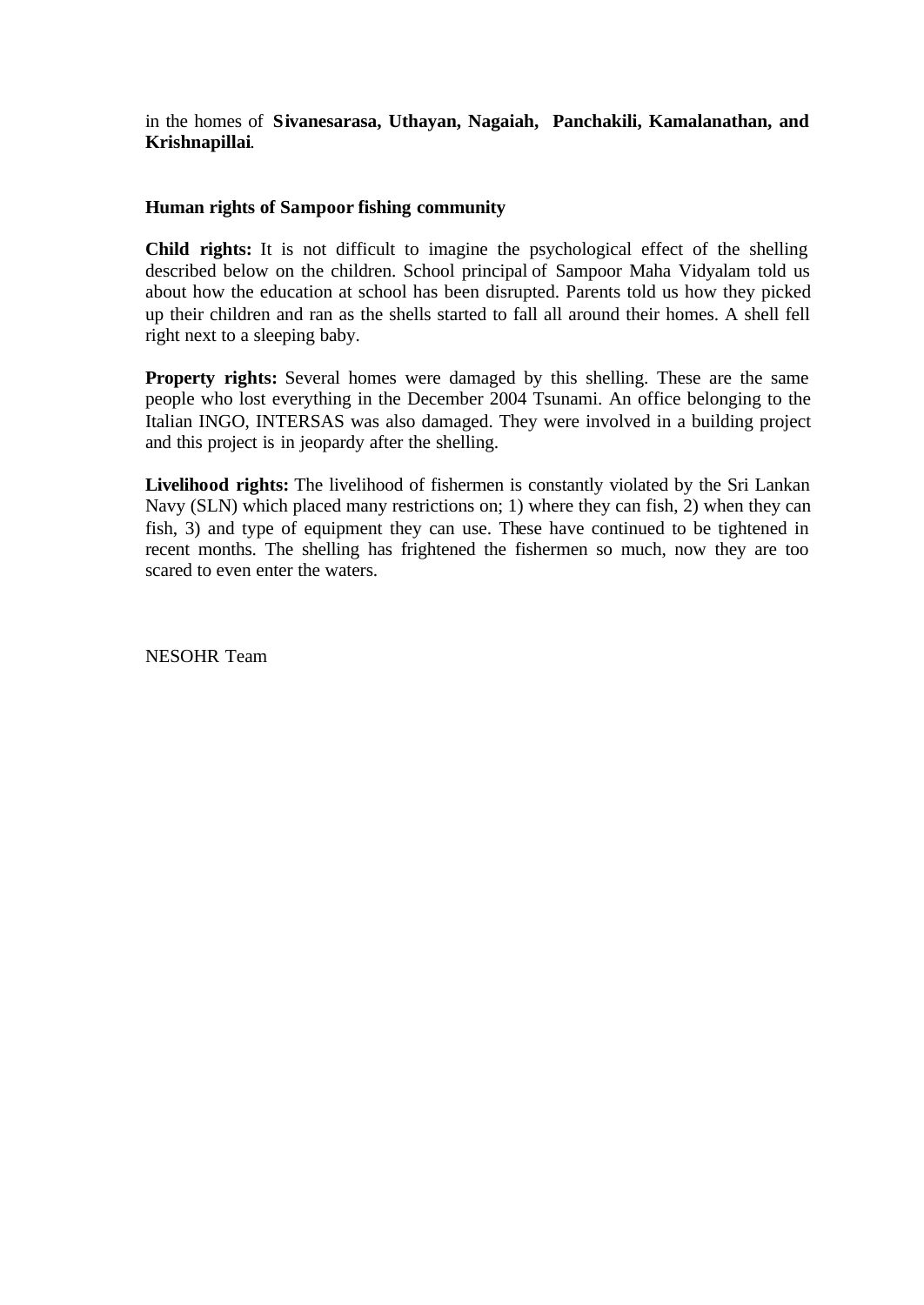in the homes of **Sivanesarasa, Uthayan, Nagaiah, Panchakili, Kamalanathan, and Krishnapillai**.

**Human rights of Sampoor fishing community**

**Child rights:** It is not difficult to imagine the psychological effect of the shelling described below on the children. School principal of Sampoor Maha Vidyalam told us about how the education at school has been disrupted. Parents told us how they picked up their children and ran as the shells started to fall all around their homes. A shell fell right next to a sleeping baby.

**Property rights:** Several homes were damaged by this shelling. These are the same people who lost everything in the December 2004 Tsunami. An office belonging to the Italian INGO, INTERSAS was also damaged. They were involved in a building project and this project is in jeopardy after the shelling.

**Livelihood rights:** The livelihood of fishermen is constantly violated by the Sri Lankan Navy (SLN) which placed many restrictions on; 1) where they can fish, 2) when they can fish, 3) and type of equipment they can use. These have continued to be tightened in recent months. The shelling has frightened the fishermen so much, now they are too scared to even enter the waters.

NESOHR Team